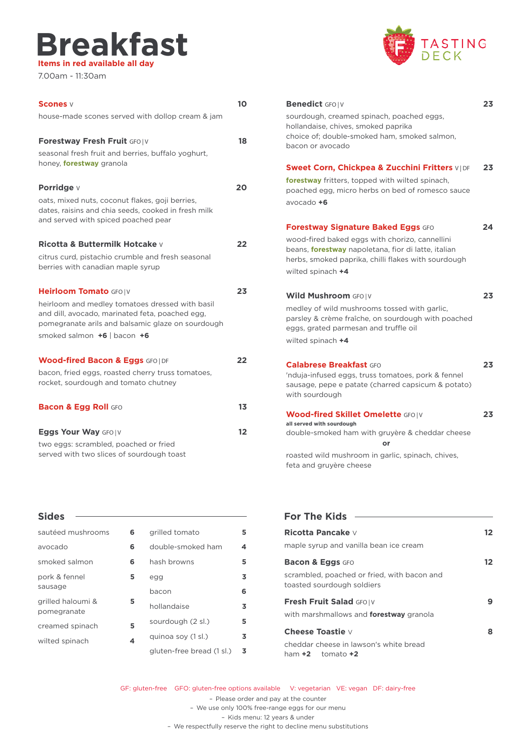# Breakfast

**Items in red available all day**

7.00am - 11:30am

TASTING DECK

**Scones** V — 10

house-made scones served with dollop cream & jam

**Forestway Fresh Fruit** GFO | V — 18

seasonal fresh fruit and berries, buffalo yoghurt, honey, **forestway** granola

**Porridge** V — 20

oats, mixed nuts, coconut flakes, goji berries, dates, raisins and chia seeds, cooked in fresh milk and served with spiced poached pear

**Ricotta & Buttermilk Hotcake** V — 22

citrus curd, pistachio crumble and fresh seasonal berries with canadian maple syrup

**Heirloom Tomato** GFO | V — 23

heirloom and medley tomatoes dressed with basil and dill, avocado, marinated feta, poached egg, pomegranate arils and balsamic glaze on sourdough

smoked salmon **+6** | bacon **+6**

**Wood-fired Bacon & Eggs** GFO | DF — 22

bacon, fried eggs, roasted cherry truss tomatoes, rocket, sourdough and tomato chutney

**Bacon & Egg Roll** GFO — 13

**Eggs Your Way** GFO | V — 12

two eggs: scrambled, poached or fried served with two slices of sourdough toast

**Benedict** GFO | V — 23

sourdough, creamed spinach, poached eggs, hollandaise, chives, smoked paprika

choice of; double-smoked ham, smoked salmon, bacon or avocado

**Sweet Corn, Chickpea & Zucchini Fritters** V | DF — 23

**forestway** fritters, topped with wilted spinach, poached egg, micro herbs on bed of romesco sauce

avocado **+6**

**Forestway Signature Baked Eggs** GFO — 24

wood-fired baked eggs with chorizo, cannellini beans, **forestway** napoletana, fior di latte, italian herbs, smoked paprika, chilli flakes with sourdough

wilted spinach **+4**

**Wild Mushroom** GFO | V — 23

medley of wild mushrooms tossed with garlic, parsley & crème fraîche, on sourdough with poached eggs, grated parmesan and truffle oil

wilted spinach **+4**

**Calabrese Breakfast** GFO — 23

'nduja-infused eggs, truss tomatoes, pork & fennel sausage, pepe e patate (charred capsicum & potato) with sourdough

**Wood-fired Skillet Omelette** GFO | V — 23

**all served with sourdough**

double-smoked ham with gruyère & cheddar cheese

**or**

roasted wild mushroom in garlic, spinach, chives, feta and gruyère cheese

## Sides

| Item | Price | Item | Price |
|---|---|---|---|
| sautéed mushrooms | 6 | grilled tomato | 5 |
| avocado | 6 | double-smoked ham | 4 |
| smoked salmon | 6 | hash browns | 5 |
| pork & fennel sausage | 5 | egg | 3 |
| grilled haloumi & pomegranate | 5 | bacon | 6 |
| creamed spinach | 5 | hollandaise | 3 |
| wilted spinach | 4 | sourdough (2 sl.) | 5 |
| | | quinoa soy (1 sl.) | 3 |
| | | gluten-free bread (1 sl.) | 3 |

## For The Kids

**Ricotta Pancake** V — 12

maple syrup and vanilla bean ice cream

**Bacon & Eggs** GFO — 12

scrambled, poached or fried, with bacon and toasted sourdough soldiers

**Fresh Fruit Salad** GFO | V — 9

with marshmallows and **forestway** granola

**Cheese Toastie** V — 8

cheddar cheese in lawson's white bread

ham **+2** tomato **+2**

GF: gluten-free GFO: gluten-free options available V: vegetarian VE: vegan DF: dairy-free

- Please order and pay at the counter
- We use only 100% free-range eggs for our menu
- Kids menu: 12 years & under
- We respectfully reserve the right to decline menu substitutions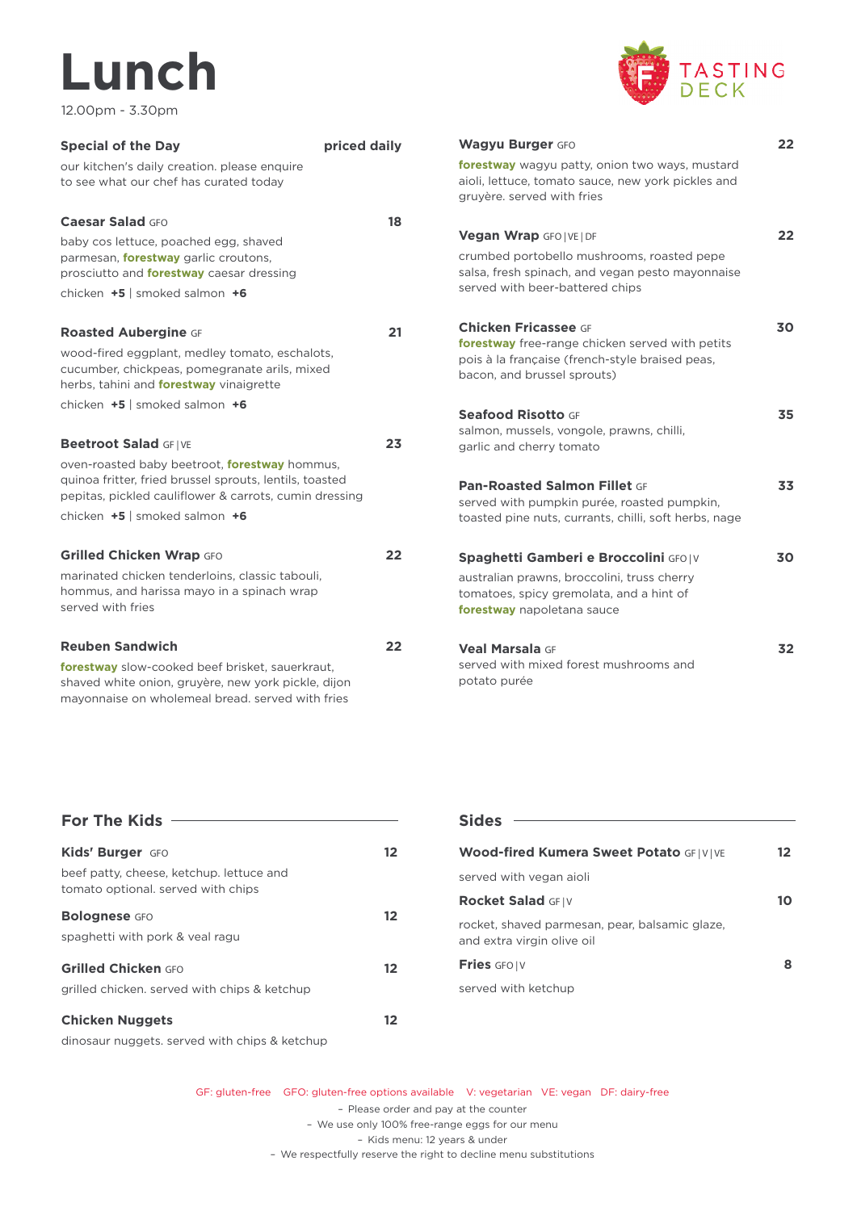# Lunch

12.00pm - 3.30pm

TASTING DECK

**Special of the Day** — priced daily

our kitchen's daily creation. please enquire to see what our chef has curated today

**Caesar Salad** GFO — 18

baby cos lettuce, poached egg, shaved parmesan, **forestway** garlic croutons, prosciutto and **forestway** caesar dressing

chicken **+5** | smoked salmon **+6**

**Roasted Aubergine** GF — 21

wood-fired eggplant, medley tomato, eschalots, cucumber, chickpeas, pomegranate arils, mixed herbs, tahini and **forestway** vinaigrette

chicken **+5** | smoked salmon **+6**

**Beetroot Salad** GF | VE — 23

oven-roasted baby beetroot, **forestway** hommus, quinoa fritter, fried brussel sprouts, lentils, toasted pepitas, pickled cauliflower & carrots, cumin dressing

chicken **+5** | smoked salmon **+6**

**Grilled Chicken Wrap** GFO — 22

marinated chicken tenderloins, classic tabouli, hommus, and harissa mayo in a spinach wrap served with fries

**Reuben Sandwich** — 22

**forestway** slow-cooked beef brisket, sauerkraut, shaved white onion, gruyère, new york pickle, dijon mayonnaise on wholemeal bread. served with fries

**Wagyu Burger** GFO — 22

**forestway** wagyu patty, onion two ways, mustard aioli, lettuce, tomato sauce, new york pickles and gruyère. served with fries

**Vegan Wrap** GFO | VE | DF — 22

crumbed portobello mushrooms, roasted pepe salsa, fresh spinach, and vegan pesto mayonnaise served with beer-battered chips

**Chicken Fricassee** GF — 30

**forestway** free-range chicken served with petits pois à la française (french-style braised peas, bacon, and brussel sprouts)

**Seafood Risotto** GF — 35

salmon, mussels, vongole, prawns, chilli, garlic and cherry tomato

**Pan-Roasted Salmon Fillet** GF — 33

served with pumpkin purée, roasted pumpkin, toasted pine nuts, currants, chilli, soft herbs, nage

**Spaghetti Gamberi e Broccolini** GFO | V — 30

australian prawns, broccolini, truss cherry tomatoes, spicy gremolata, and a hint of **forestway** napoletana sauce

**Veal Marsala** GF — 32

served with mixed forest mushrooms and potato purée

## For The Kids

**Kids' Burger** GFO — 12

beef patty, cheese, ketchup. lettuce and tomato optional. served with chips

**Bolognese** GFO — 12

spaghetti with pork & veal ragu

**Grilled Chicken** GFO — 12

grilled chicken. served with chips & ketchup

**Chicken Nuggets** — 12

dinosaur nuggets. served with chips & ketchup

## Sides

**Wood-fired Kumera Sweet Potato** GF | V | VE — 12

served with vegan aioli

**Rocket Salad** GF | V — 10

rocket, shaved parmesan, pear, balsamic glaze, and extra virgin olive oil

**Fries** GFO | V — 8

served with ketchup

GF: gluten-free GFO: gluten-free options available V: vegetarian VE: vegan DF: dairy-free

- Please order and pay at the counter
- We use only 100% free-range eggs for our menu
- Kids menu: 12 years & under
- We respectfully reserve the right to decline menu substitutions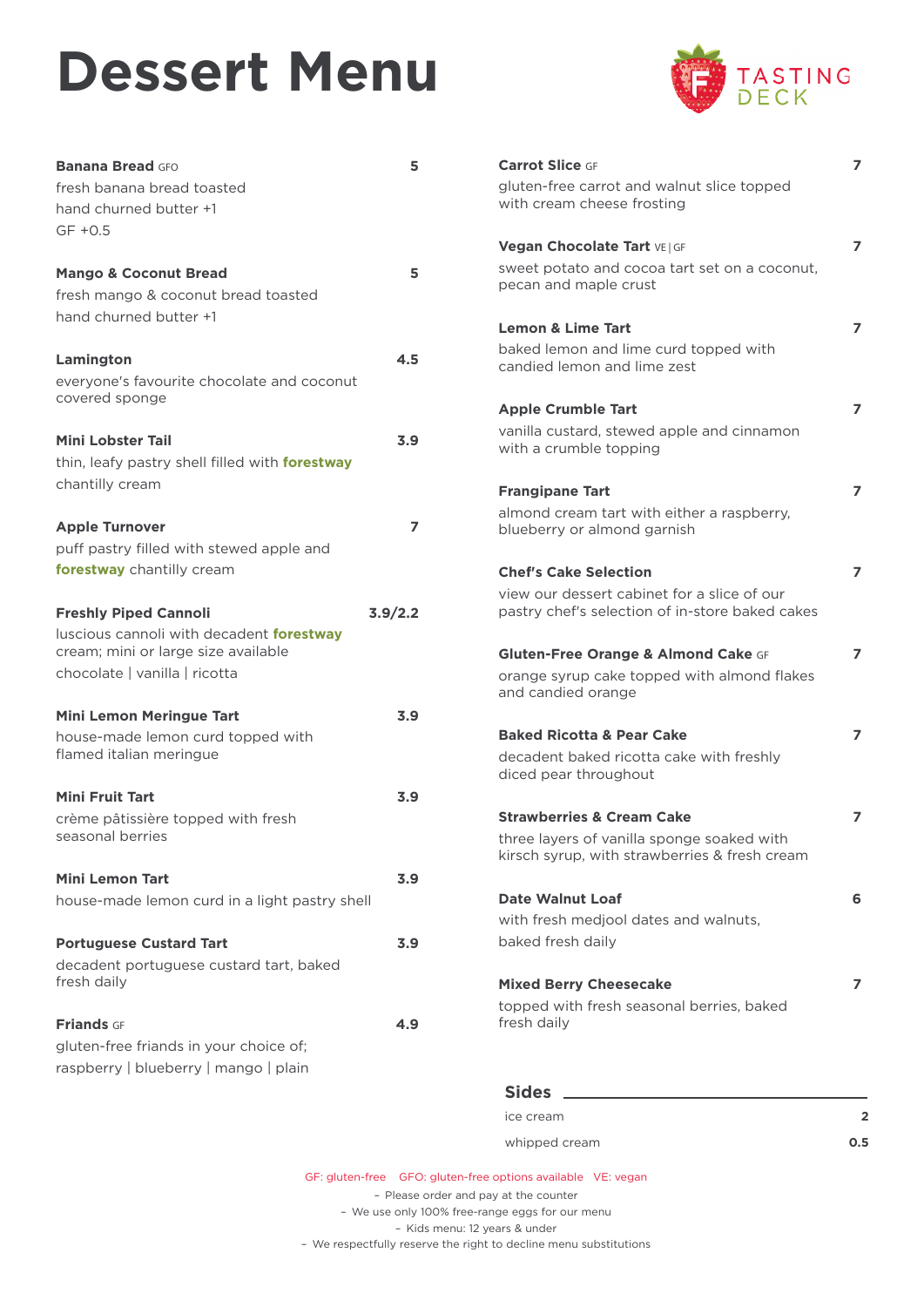# Dessert Menu

TASTING DECK

**Banana Bread** GFO — **5**
fresh banana bread toasted
hand churned butter +1
GF +0.5

**Mango & Coconut Bread** — **5**
fresh mango & coconut bread toasted
hand churned butter +1

**Lamington** — **4.5**
everyone's favourite chocolate and coconut covered sponge

**Mini Lobster Tail** — **3.9**
thin, leafy pastry shell filled with **forestway** chantilly cream

**Apple Turnover** — **7**
puff pastry filled with stewed apple and **forestway** chantilly cream

**Freshly Piped Cannoli** — **3.9/2.2**
luscious cannoli with decadent **forestway** cream; mini or large size available
chocolate | vanilla | ricotta

**Mini Lemon Meringue Tart** — **3.9**
house-made lemon curd topped with flamed italian meringue

**Mini Fruit Tart** — **3.9**
crème pâtissière topped with fresh seasonal berries

**Mini Lemon Tart** — **3.9**
house-made lemon curd in a light pastry shell

**Portuguese Custard Tart** — **3.9**
decadent portuguese custard tart, baked fresh daily

**Friands** GF — **4.9**
gluten-free friands in your choice of;
raspberry | blueberry | mango | plain

**Carrot Slice** GF — **7**
gluten-free carrot and walnut slice topped with cream cheese frosting

**Vegan Chocolate Tart** VE | GF — **7**
sweet potato and cocoa tart set on a coconut, pecan and maple crust

**Lemon & Lime Tart** — **7**
baked lemon and lime curd topped with candied lemon and lime zest

**Apple Crumble Tart** — **7**
vanilla custard, stewed apple and cinnamon with a crumble topping

**Frangipane Tart** — **7**
almond cream tart with either a raspberry, blueberry or almond garnish

**Chef's Cake Selection** — **7**
view our dessert cabinet for a slice of our pastry chef's selection of in-store baked cakes

**Gluten-Free Orange & Almond Cake** GF — **7**
orange syrup cake topped with almond flakes and candied orange

**Baked Ricotta & Pear Cake** — **7**
decadent baked ricotta cake with freshly diced pear throughout

**Strawberries & Cream Cake** — **7**
three layers of vanilla sponge soaked with kirsch syrup, with strawberries & fresh cream

**Date Walnut Loaf** — **6**
with fresh medjool dates and walnuts,
baked fresh daily

**Mixed Berry Cheesecake** — **7**
topped with fresh seasonal berries, baked fresh daily

## Sides

| | |
|---|---|
| ice cream | **2** |
| whipped cream | **0.5** |

GF: gluten-free  GFO: gluten-free options available  VE: vegan

- Please order and pay at the counter
- We use only 100% free-range eggs for our menu
- Kids menu: 12 years & under
- We respectfully reserve the right to decline menu substitutions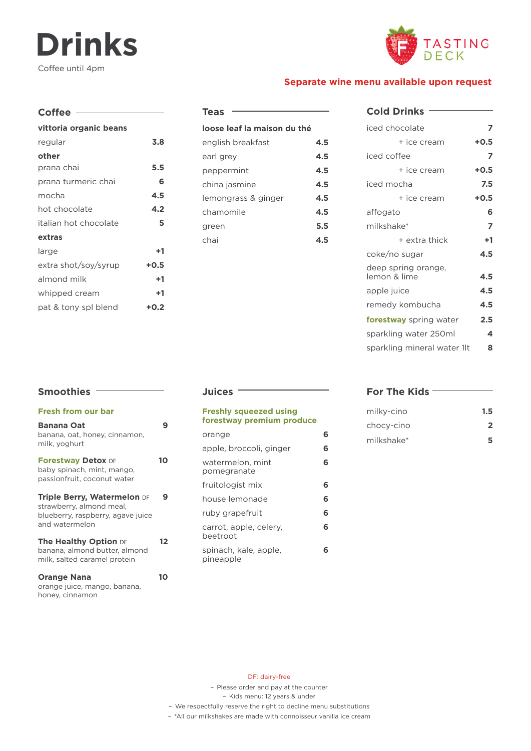# Drinks

Coffee until 4pm

TASTING DECK

**Separate wine menu available upon request**

## Coffee

**vittoria organic beans**

| | |
|---|---|
| regular | **3.8** |

**other**

| | |
|---|---|
| prana chai | **5.5** |
| prana turmeric chai | **6** |
| mocha | **4.5** |
| hot chocolate | **4.2** |
| italian hot chocolate | **5** |

**extras**

| | |
|---|---|
| large | **+1** |
| extra shot/soy/syrup | **+0.5** |
| almond milk | **+1** |
| whipped cream | **+1** |
| pat & tony spl blend | **+0.2** |

## Teas

**loose leaf la maison du thé**

| | |
|---|---|
| english breakfast | **4.5** |
| earl grey | **4.5** |
| peppermint | **4.5** |
| china jasmine | **4.5** |
| lemongrass & ginger | **4.5** |
| chamomile | **4.5** |
| green | **5.5** |
| chai | **4.5** |

## Cold Drinks

| | |
|---|---|
| iced chocolate | **7** |
| + ice cream | **+0.5** |
| iced coffee | **7** |
| + ice cream | **+0.5** |
| iced mocha | **7.5** |
| + ice cream | **+0.5** |
| affogato | **6** |
| milkshake* | **7** |
| + extra thick | **+1** |
| coke/no sugar | **4.5** |
| deep spring orange, lemon & lime | **4.5** |
| apple juice | **4.5** |
| remedy kombucha | **4.5** |
| **forestway** spring water | **2.5** |
| sparkling water 250ml | **4** |
| sparkling mineral water 1lt | **8** |

## Smoothies

**Fresh from our bar**

**Banana Oat** — **9**
banana, oat, honey, cinnamon, milk, yoghurt

**Forestway Detox** DF — **10**
baby spinach, mint, mango, passionfruit, coconut water

**Triple Berry, Watermelon** DF — **9**
strawberry, almond meal, blueberry, raspberry, agave juice and watermelon

**The Healthy Option** DF — **12**
banana, almond butter, almond milk, salted caramel protein

**Orange Nana** — **10**
orange juice, mango, banana, honey, cinnamon

## Juices

**Freshly squeezed using forestway premium produce**

| | |
|---|---|
| orange | **6** |
| apple, broccoli, ginger | **6** |
| watermelon, mint pomegranate | **6** |
| fruitologist mix | **6** |
| house lemonade | **6** |
| ruby grapefruit | **6** |
| carrot, apple, celery, beetroot | **6** |
| spinach, kale, apple, pineapple | **6** |

## For The Kids

| | |
|---|---|
| milky-cino | **1.5** |
| chocy-cino | **2** |
| milkshake* | **5** |

DF: dairy-free

- Please order and pay at the counter
- Kids menu: 12 years & under
- We respectfully reserve the right to decline menu substitutions
- *All our milkshakes are made with connoisseur vanilla ice cream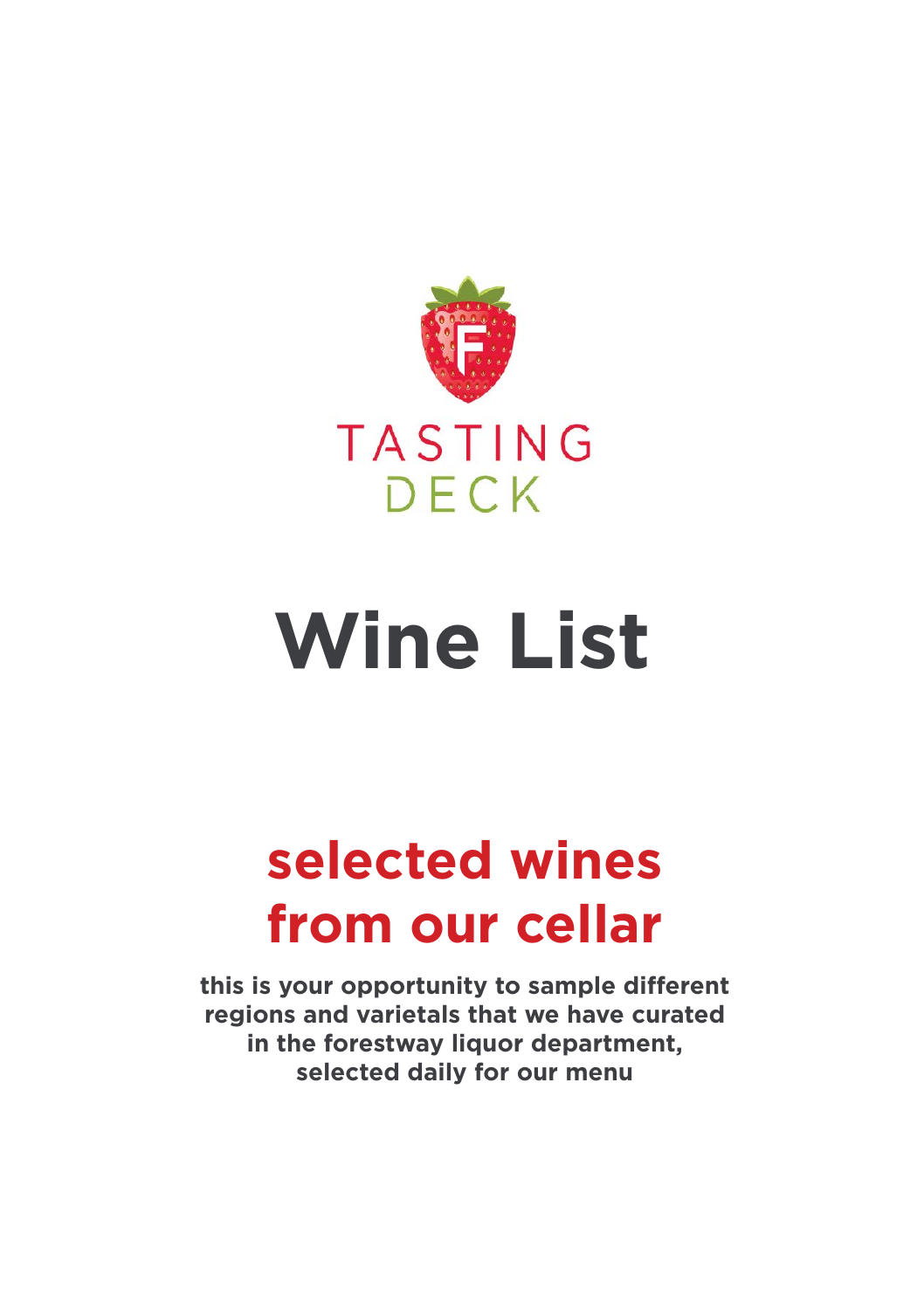TASTING
DECK

# Wine List

## selected wines from our cellar

**this is your opportunity to sample different regions and varietals that we have curated in the forestway liquor department, selected daily for our menu**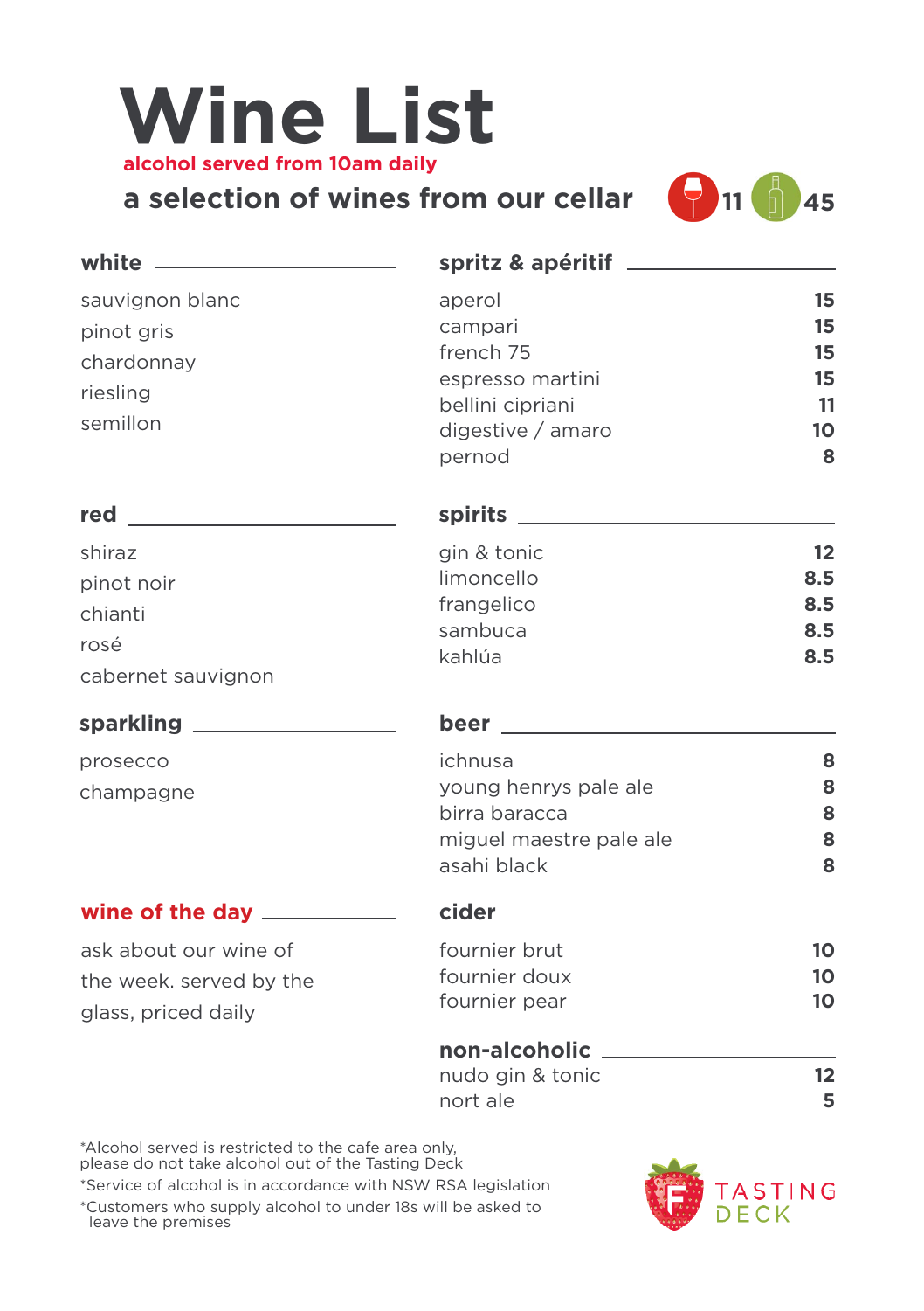# Wine List

alcohol served from 10am daily

## a selection of wines from our cellar

11 45

### white

sauvignon blanc
pinot gris
chardonnay
riesling
semillon

### red

shiraz
pinot noir
chianti
rosé
cabernet sauvignon

### sparkling

prosecco
champagne

### wine of the day

ask about our wine of the week. served by the glass, priced daily

### spritz & apéritif

| | |
|---|---|
| aperol | **15** |
| campari | **15** |
| french 75 | **15** |
| espresso martini | **15** |
| bellini cipriani | **11** |
| digestive / amaro | **10** |
| pernod | **8** |

### spirits

| | |
|---|---|
| gin & tonic | **12** |
| limoncello | **8.5** |
| frangelico | **8.5** |
| sambuca | **8.5** |
| kahlúa | **8.5** |

### beer

| | |
|---|---|
| ichnusa | **8** |
| young henrys pale ale | **8** |
| birra baracca | **8** |
| miguel maestre pale ale | **8** |
| asahi black | **8** |

### cider

| | |
|---|---|
| fournier brut | **10** |
| fournier doux | **10** |
| fournier pear | **10** |

### non-alcoholic

| | |
|---|---|
| nudo gin & tonic | **12** |
| nort ale | **5** |

*Alcohol served is restricted to the cafe area only, please do not take alcohol out of the Tasting Deck

*Service of alcohol is in accordance with NSW RSA legislation

*Customers who supply alcohol to under 18s will be asked to leave the premises

TASTING DECK